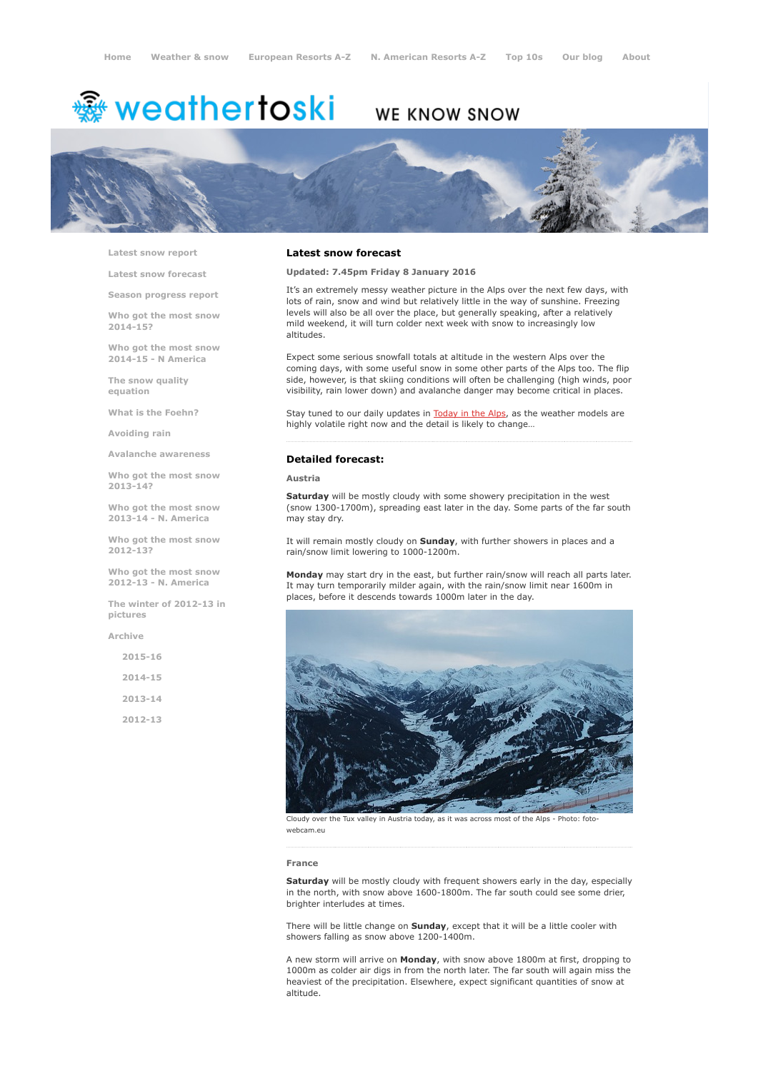Home | Weather & snow | European Resorts A-Z | N. American Resorts A-Z | Top 10s | Our blog | About

weathertoski WE KNOW SNOW

- Latest snow report
- Latest snow forecast
- Season progress report
- Who got the most snow 2014-15?
- Who got the most snow 2014-15 - N America
- The snow quality equation
- What is the Foehn?
- Avoiding rain
- Avalanche awareness
- Who got the most snow 2013-14?
- Who got the most snow 2013-14 - N. America
- Who got the most snow 2012-13?
- Who got the most snow 2012-13 - N. America
- The winter of 2012-13 in pictures
- Archive
  - 2015-16
  - 2014-15
  - 2013-14
  - 2012-13

## Latest snow forecast

**Updated: 7.45pm Friday 8 January 2016**

It's an extremely messy weather picture in the Alps over the next few days, with lots of rain, snow and wind but relatively little in the way of sunshine. Freezing levels will also be all over the place, but generally speaking, after a relatively mild weekend, it will turn colder next week with snow to increasingly low altitudes.

Expect some serious snowfall totals at altitude in the western Alps over the coming days, with some useful snow in some other parts of the Alps too. The flip side, however, is that skiing conditions will often be challenging (high winds, poor visibility, rain lower down) and avalanche danger may become critical in places.

Stay tuned to our daily updates in Today in the Alps, as the weather models are highly volatile right now and the detail is likely to change…

## Detailed forecast:

### Austria

**Saturday** will be mostly cloudy with some showery precipitation in the west (snow 1300-1700m), spreading east later in the day. Some parts of the far south may stay dry.

It will remain mostly cloudy on **Sunday**, with further showers in places and a rain/snow limit lowering to 1000-1200m.

**Monday** may start dry in the east, but further rain/snow will reach all parts later. It may turn temporarily milder again, with the rain/snow limit near 1600m in places, before it descends towards 1000m later in the day.

Cloudy over the Tux valley in Austria today, as it was across most of the Alps - Photo: foto-webcam.eu

### France

**Saturday** will be mostly cloudy with frequent showers early in the day, especially in the north, with snow above 1600-1800m. The far south could see some drier, brighter interludes at times.

There will be little change on **Sunday**, except that it will be a little cooler with showers falling as snow above 1200-1400m.

A new storm will arrive on **Monday**, with snow above 1800m at first, dropping to 1000m as colder air digs in from the north later. The far south will again miss the heaviest of the precipitation. Elsewhere, expect significant quantities of snow at altitude.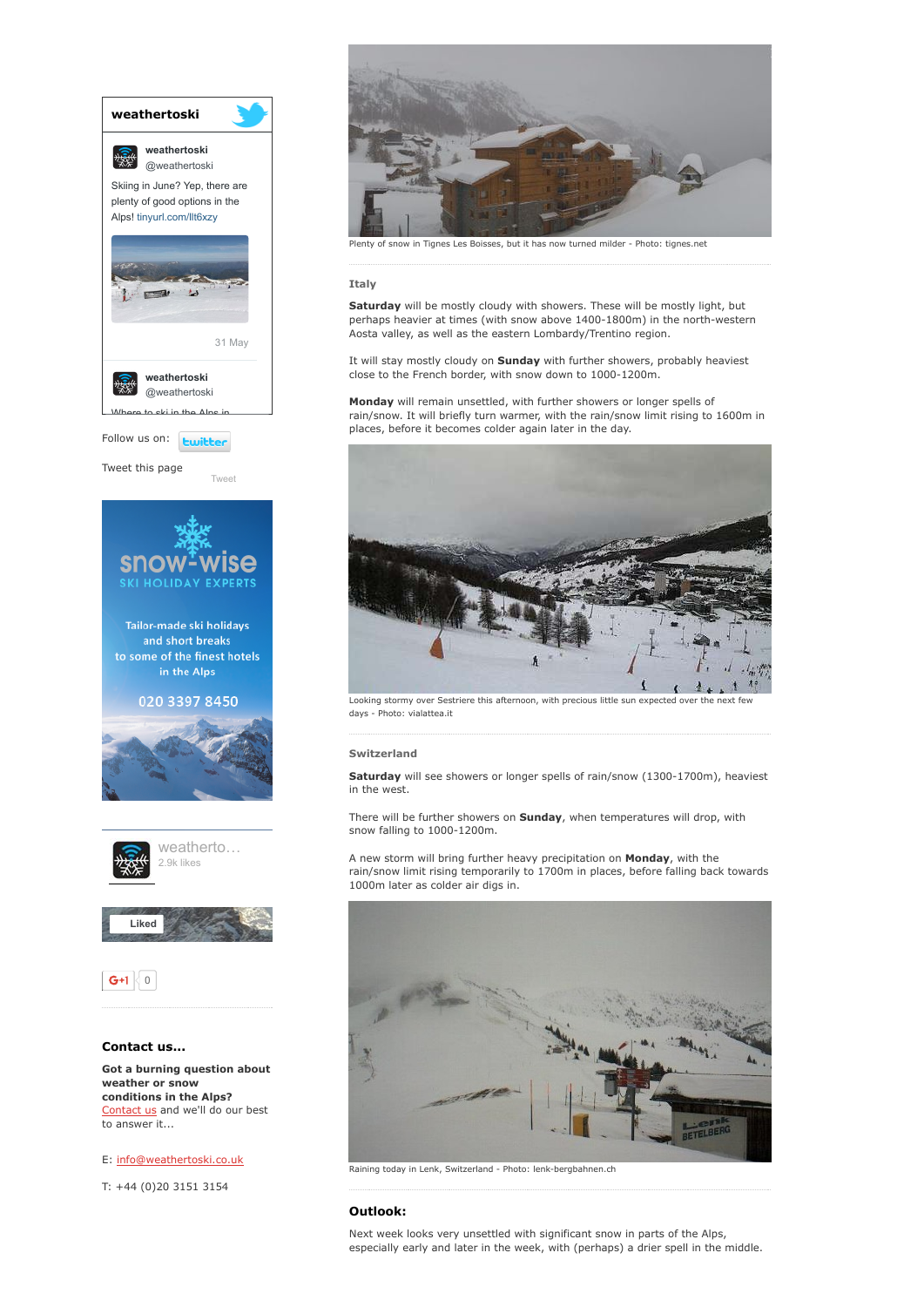Plenty of snow in Tignes Les Boisses, but it has now turned milder - Photo: tignes.net

### Italy

**Saturday** will be mostly cloudy with showers. These will be mostly light, but perhaps heavier at times (with snow above 1400-1800m) in the north-western Aosta valley, as well as the eastern Lombardy/Trentino region.

It will stay mostly cloudy on **Sunday** with further showers, probably heaviest close to the French border, with snow down to 1000-1200m.

**Monday** will remain unsettled, with further showers or longer spells of rain/snow. It will briefly turn warmer, with the rain/snow limit rising to 1600m in places, before it becomes colder again later in the day.

Looking stormy over Sestriere this afternoon, with precious little sun expected over the next few days - Photo: vialattea.it

### Switzerland

**Saturday** will see showers or longer spells of rain/snow (1300-1700m), heaviest in the west.

There will be further showers on **Sunday**, when temperatures will drop, with snow falling to 1000-1200m.

A new storm will bring further heavy precipitation on **Monday**, with the rain/snow limit rising temporarily to 1700m in places, before falling back towards 1000m later as colder air digs in.

Raining today in Lenk, Switzerland - Photo: lenk-bergbahnen.ch

### Outlook:

Next week looks very unsettled with significant snow in parts of the Alps, especially early and later in the week, with (perhaps) a drier spell in the middle.

**weathertoski**

weathertoski @weathertoski

Skiing in June? Yep, there are plenty of good options in the Alps! tinyurl.com/llt6xzy

31 May

weathertoski @weathertoski

Where to ski in the Alps in...

Follow us on: twitter

Tweet this page

Tweet

snow-wise SKI HOLIDAY EXPERTS

Tailor-made ski holidays and short breaks to some of the finest hotels in the Alps

020 3397 8450

weatherto... 2.9k likes

Liked

G+1 0

### Contact us...

**Got a burning question about weather or snow conditions in the Alps?** Contact us and we'll do our best to answer it...

E: info@weathertoski.co.uk

T: +44 (0)20 3151 3154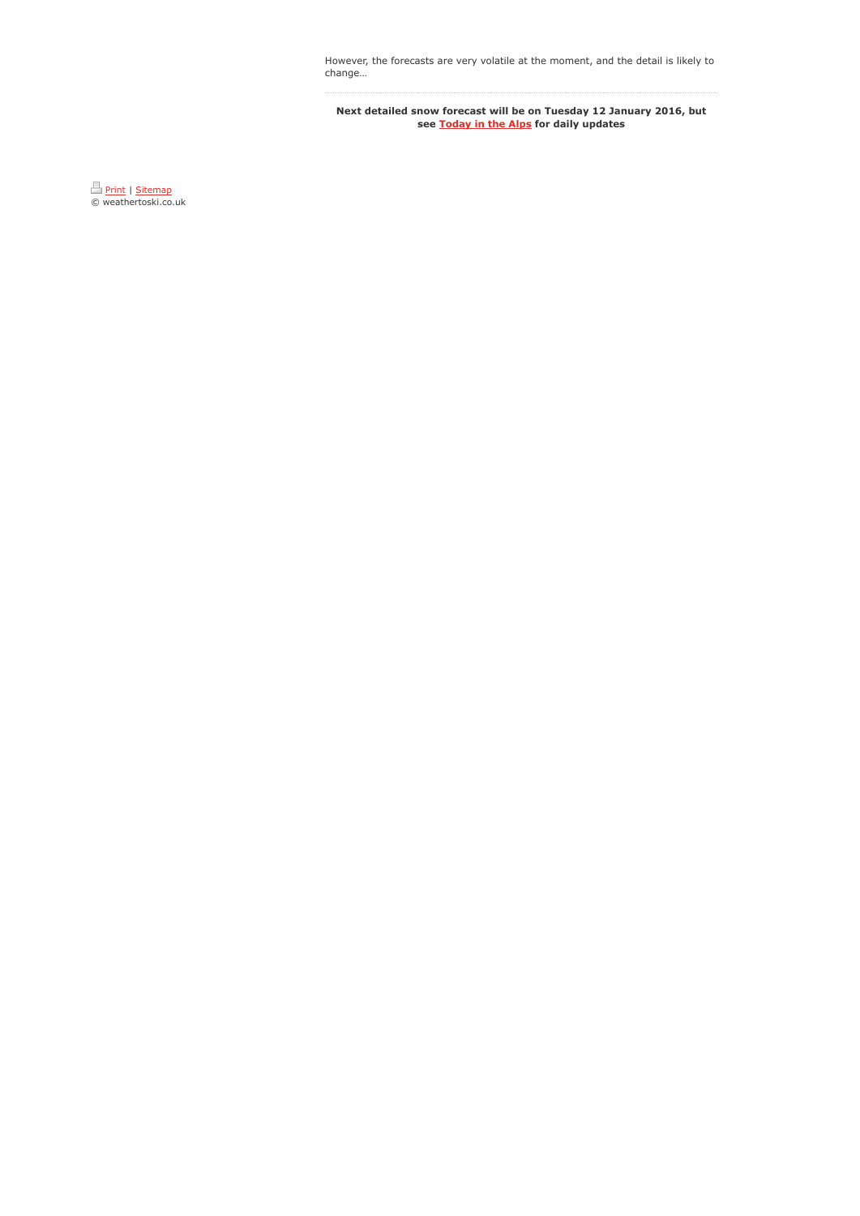However, the forecasts are very volatile at the moment, and the detail is likely to change…

---

**Next detailed snow forecast will be on Tuesday 12 January 2016, but see Today in the Alps for daily updates**

Print | Sitemap
© weathertoski.co.uk